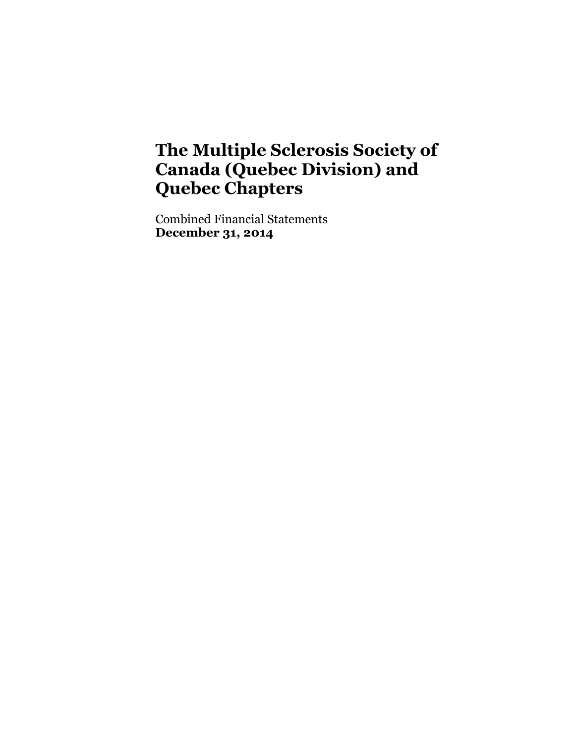# The Multiple Sclerosis Society of Canada (Quebec Division) and Quebec Chapters

Combined Financial Statements
**December 31, 2014**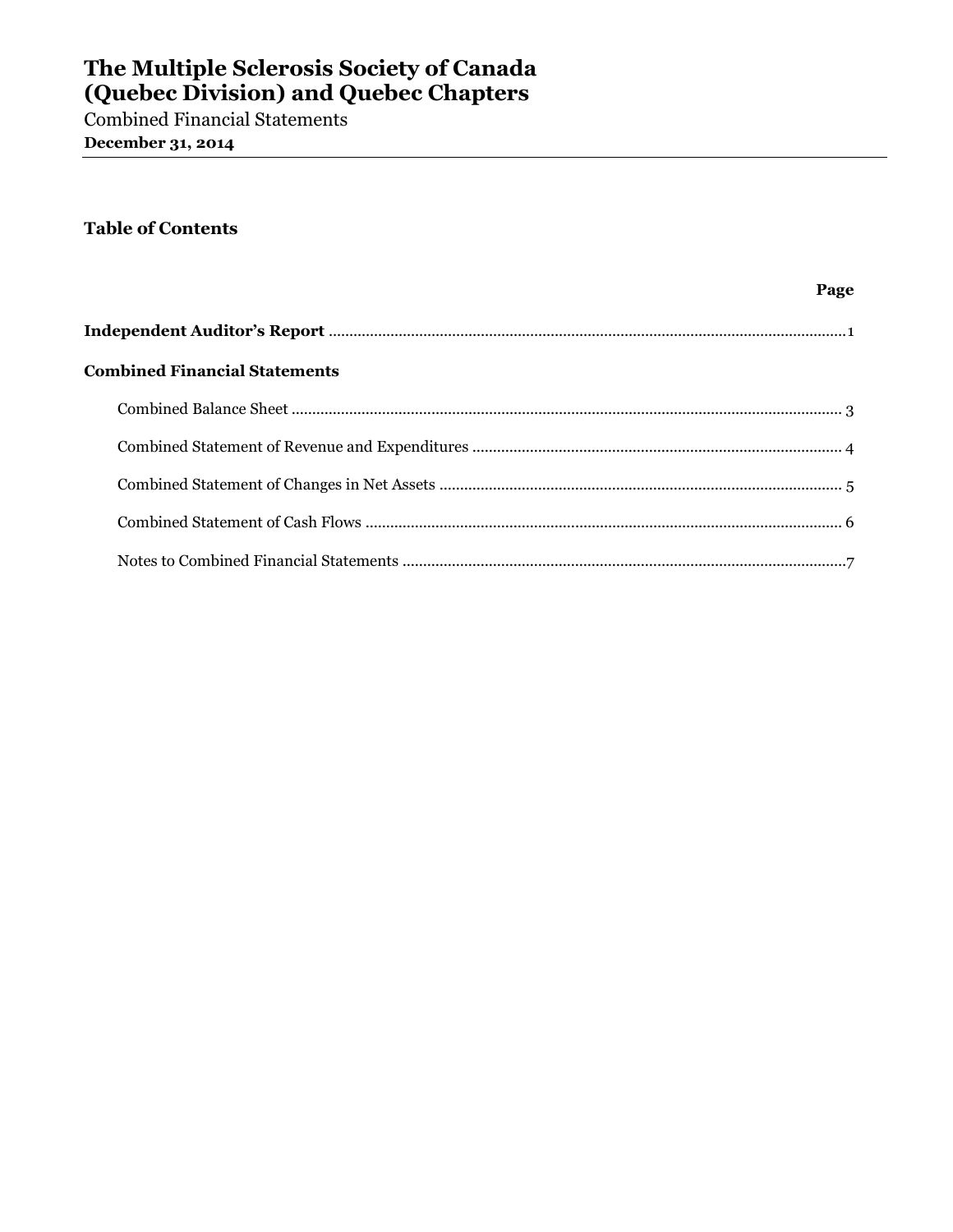# The Multiple Sclerosis Society of Canada (Quebec Division) and Quebec Chapters

Combined Financial Statements

**December 31, 2014**

## Table of Contents

| | Page |
|---|---|
| **Independent Auditor's Report** | 1 |
| **Combined Financial Statements** | |
| Combined Balance Sheet | 3 |
| Combined Statement of Revenue and Expenditures | 4 |
| Combined Statement of Changes in Net Assets | 5 |
| Combined Statement of Cash Flows | 6 |
| Notes to Combined Financial Statements | 7 |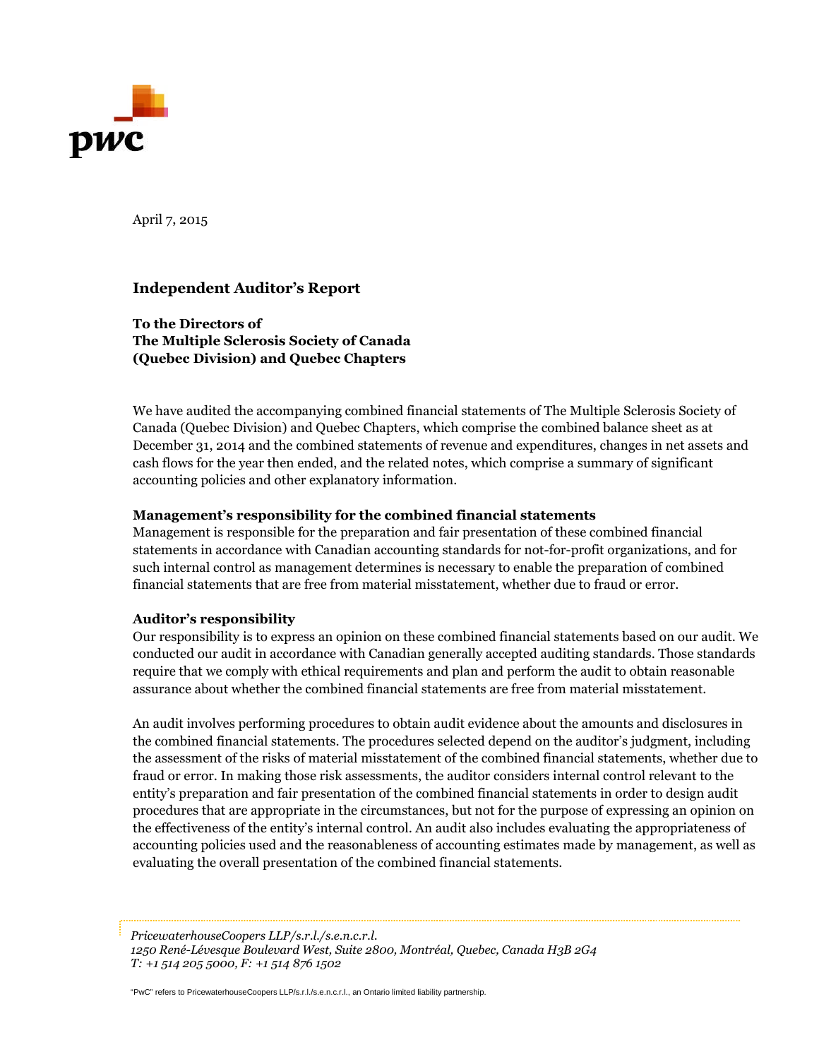April 7, 2015

## Independent Auditor's Report

**To the Directors of**
**The Multiple Sclerosis Society of Canada**
**(Quebec Division) and Quebec Chapters**

We have audited the accompanying combined financial statements of The Multiple Sclerosis Society of Canada (Quebec Division) and Quebec Chapters, which comprise the combined balance sheet as at December 31, 2014 and the combined statements of revenue and expenditures, changes in net assets and cash flows for the year then ended, and the related notes, which comprise a summary of significant accounting policies and other explanatory information.

### Management's responsibility for the combined financial statements

Management is responsible for the preparation and fair presentation of these combined financial statements in accordance with Canadian accounting standards for not-for-profit organizations, and for such internal control as management determines is necessary to enable the preparation of combined financial statements that are free from material misstatement, whether due to fraud or error.

### Auditor's responsibility

Our responsibility is to express an opinion on these combined financial statements based on our audit. We conducted our audit in accordance with Canadian generally accepted auditing standards. Those standards require that we comply with ethical requirements and plan and perform the audit to obtain reasonable assurance about whether the combined financial statements are free from material misstatement.

An audit involves performing procedures to obtain audit evidence about the amounts and disclosures in the combined financial statements. The procedures selected depend on the auditor's judgment, including the assessment of the risks of material misstatement of the combined financial statements, whether due to fraud or error. In making those risk assessments, the auditor considers internal control relevant to the entity's preparation and fair presentation of the combined financial statements in order to design audit procedures that are appropriate in the circumstances, but not for the purpose of expressing an opinion on the effectiveness of the entity's internal control. An audit also includes evaluating the appropriateness of accounting policies used and the reasonableness of accounting estimates made by management, as well as evaluating the overall presentation of the combined financial statements.

*PricewaterhouseCoopers LLP/s.r.l./s.e.n.c.r.l.*
*1250 René-Lévesque Boulevard West, Suite 2800, Montréal, Quebec, Canada H3B 2G4*
*T: +1 514 205 5000, F: +1 514 876 1502*

"PwC" refers to PricewaterhouseCoopers LLP/s.r.l./s.e.n.c.r.l., an Ontario limited liability partnership.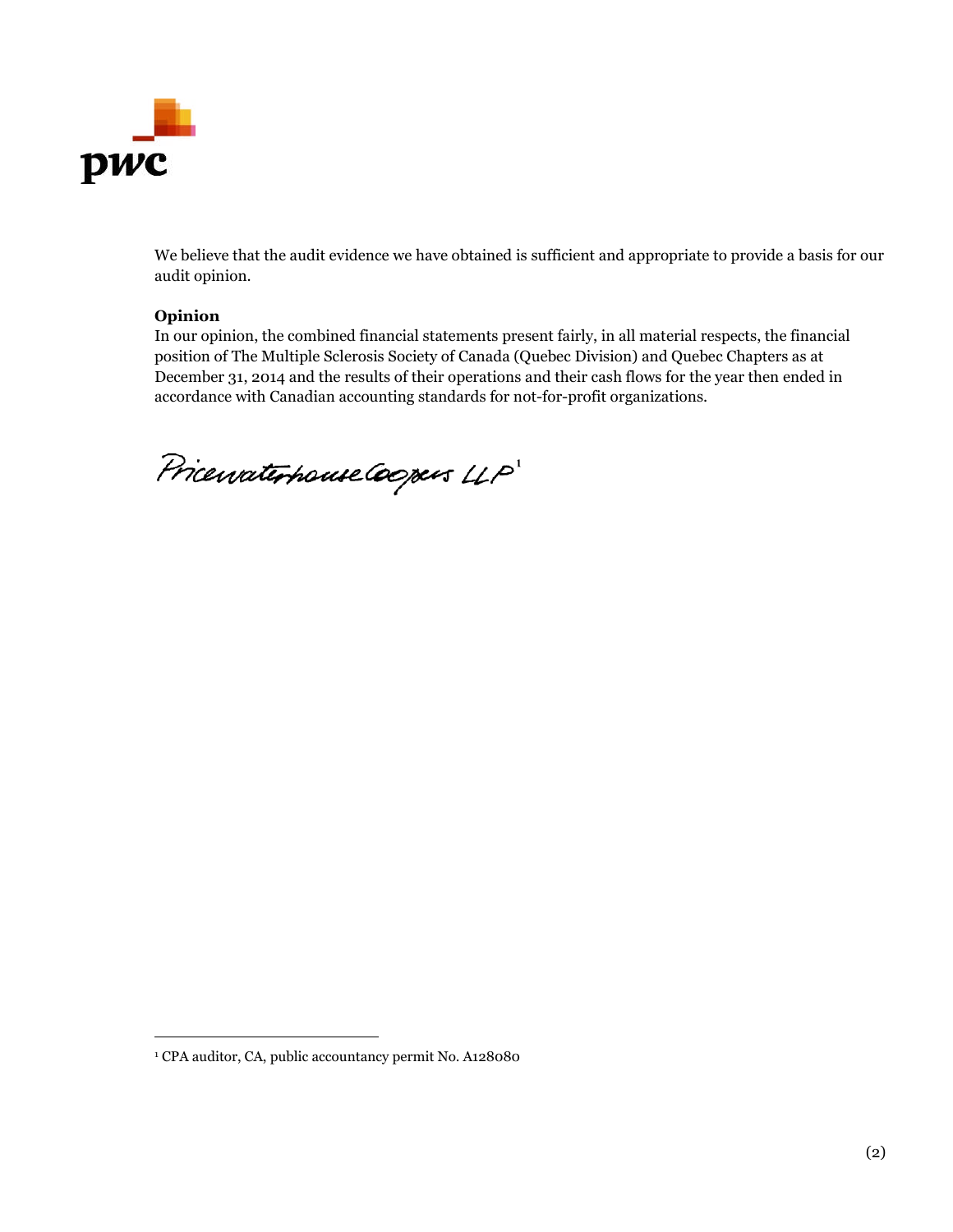We believe that the audit evidence we have obtained is sufficient and appropriate to provide a basis for our audit opinion.

**Opinion**

In our opinion, the combined financial statements present fairly, in all material respects, the financial position of The Multiple Sclerosis Society of Canada (Quebec Division) and Quebec Chapters as at December 31, 2014 and the results of their operations and their cash flows for the year then ended in accordance with Canadian accounting standards for not-for-profit organizations.

PricewaterhouseCoopers LLP[1]

[1] CPA auditor, CA, public accountancy permit No. A128080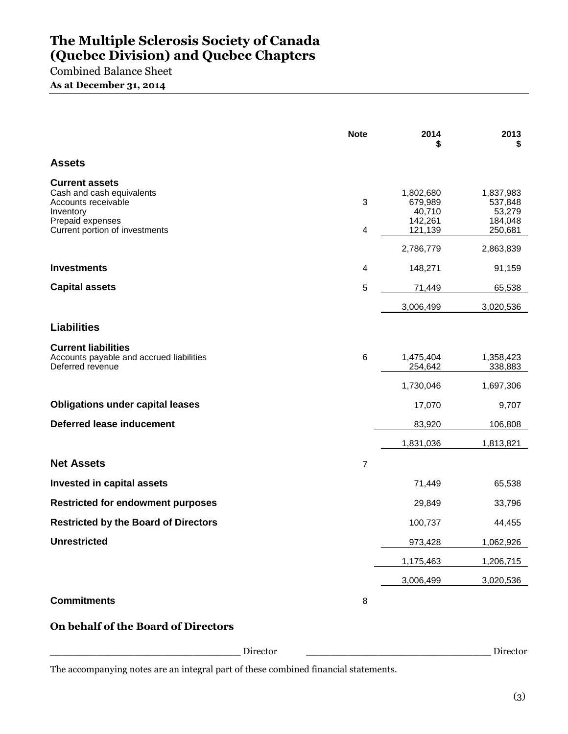# The Multiple Sclerosis Society of Canada (Quebec Division) and Quebec Chapters

Combined Balance Sheet

**As at December 31, 2014**

| | Note | 2014 $ | 2013 $ |
|---|---|---|---|
| **Assets** | | | |
| **Current assets** | | | |
| Cash and cash equivalents | | 1,802,680 | 1,837,983 |
| Accounts receivable | 3 | 679,989 | 537,848 |
| Inventory | | 40,710 | 53,279 |
| Prepaid expenses | | 142,261 | 184,048 |
| Current portion of investments | 4 | 121,139 | 250,681 |
| | | 2,786,779 | 2,863,839 |
| **Investments** | 4 | 148,271 | 91,159 |
| **Capital assets** | 5 | 71,449 | 65,538 |
| | | 3,006,499 | 3,020,536 |
| **Liabilities** | | | |
| **Current liabilities** | | | |
| Accounts payable and accrued liabilities | 6 | 1,475,404 | 1,358,423 |
| Deferred revenue | | 254,642 | 338,883 |
| | | 1,730,046 | 1,697,306 |
| **Obligations under capital leases** | | 17,070 | 9,707 |
| **Deferred lease inducement** | | 83,920 | 106,808 |
| | | 1,831,036 | 1,813,821 |
| **Net Assets** | 7 | | |
| **Invested in capital assets** | | 71,449 | 65,538 |
| **Restricted for endowment purposes** | | 29,849 | 33,796 |
| **Restricted by the Board of Directors** | | 100,737 | 44,455 |
| **Unrestricted** | | 973,428 | 1,062,926 |
| | | 1,175,463 | 1,206,715 |
| | | 3,006,499 | 3,020,536 |
| **Commitments** | 8 | | |

**On behalf of the Board of Directors**

_______________________________ Director  _______________________________ Director

The accompanying notes are an integral part of these combined financial statements.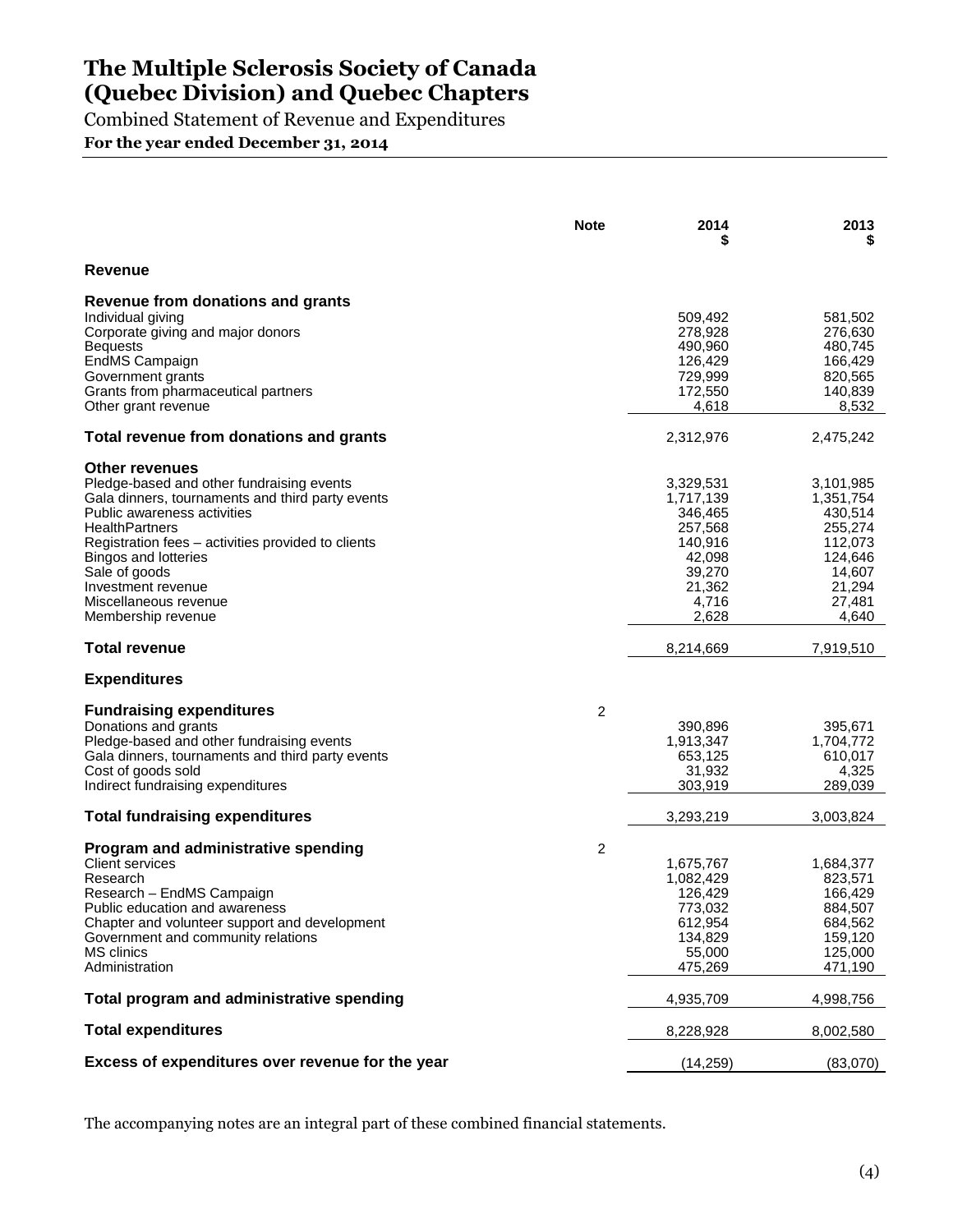# The Multiple Sclerosis Society of Canada (Quebec Division) and Quebec Chapters

Combined Statement of Revenue and Expenditures

**For the year ended December 31, 2014**

| | Note | 2014 $ | 2013 $ |
|---|---|---|---|
| **Revenue** | | | |
| **Revenue from donations and grants** | | | |
| Individual giving | | 509,492 | 581,502 |
| Corporate giving and major donors | | 278,928 | 276,630 |
| Bequests | | 490,960 | 480,745 |
| EndMS Campaign | | 126,429 | 166,429 |
| Government grants | | 729,999 | 820,565 |
| Grants from pharmaceutical partners | | 172,550 | 140,839 |
| Other grant revenue | | 4,618 | 8,532 |
| **Total revenue from donations and grants** | | 2,312,976 | 2,475,242 |
| **Other revenues** | | | |
| Pledge-based and other fundraising events | | 3,329,531 | 3,101,985 |
| Gala dinners, tournaments and third party events | | 1,717,139 | 1,351,754 |
| Public awareness activities | | 346,465 | 430,514 |
| HealthPartners | | 257,568 | 255,274 |
| Registration fees – activities provided to clients | | 140,916 | 112,073 |
| Bingos and lotteries | | 42,098 | 124,646 |
| Sale of goods | | 39,270 | 14,607 |
| Investment revenue | | 21,362 | 21,294 |
| Miscellaneous revenue | | 4,716 | 27,481 |
| Membership revenue | | 2,628 | 4,640 |
| **Total revenue** | | 8,214,669 | 7,919,510 |
| **Expenditures** | | | |
| **Fundraising expenditures** | 2 | | |
| Donations and grants | | 390,896 | 395,671 |
| Pledge-based and other fundraising events | | 1,913,347 | 1,704,772 |
| Gala dinners, tournaments and third party events | | 653,125 | 610,017 |
| Cost of goods sold | | 31,932 | 4,325 |
| Indirect fundraising expenditures | | 303,919 | 289,039 |
| **Total fundraising expenditures** | | 3,293,219 | 3,003,824 |
| **Program and administrative spending** | 2 | | |
| Client services | | 1,675,767 | 1,684,377 |
| Research | | 1,082,429 | 823,571 |
| Research – EndMS Campaign | | 126,429 | 166,429 |
| Public education and awareness | | 773,032 | 884,507 |
| Chapter and volunteer support and development | | 612,954 | 684,562 |
| Government and community relations | | 134,829 | 159,120 |
| MS clinics | | 55,000 | 125,000 |
| Administration | | 475,269 | 471,190 |
| **Total program and administrative spending** | | 4,935,709 | 4,998,756 |
| **Total expenditures** | | 8,228,928 | 8,002,580 |
| **Excess of expenditures over revenue for the year** | | (14,259) | (83,070) |

The accompanying notes are an integral part of these combined financial statements.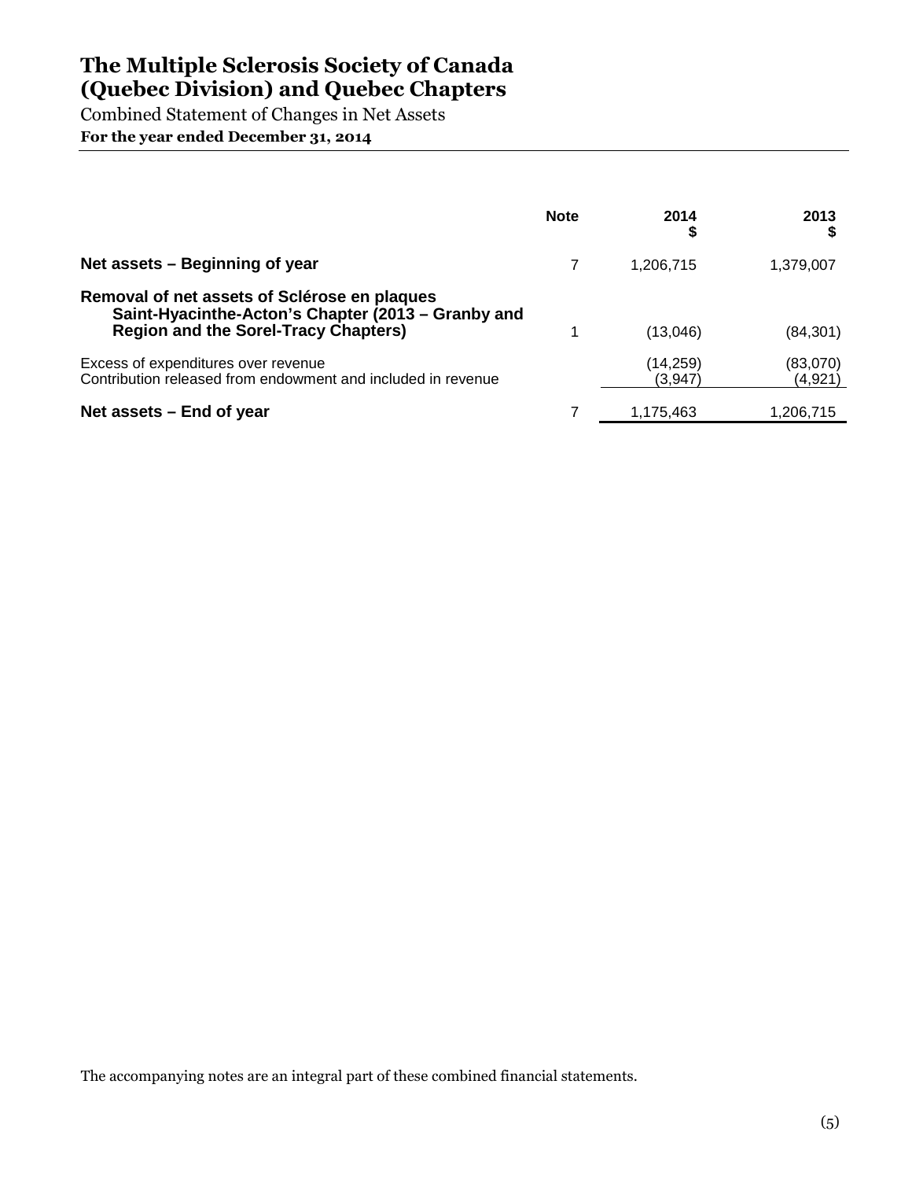# The Multiple Sclerosis Society of Canada (Quebec Division) and Quebec Chapters

Combined Statement of Changes in Net Assets

**For the year ended December 31, 2014**

| | Note | 2014 $ | 2013 $ |
|---|---|---|---|
| **Net assets – Beginning of year** | 7 | 1,206,715 | 1,379,007 |
| **Removal of net assets of Sclérose en plaques Saint-Hyacinthe-Acton's Chapter (2013 – Granby and Region and the Sorel-Tracy Chapters)** | 1 | (13,046) | (84,301) |
| Excess of expenditures over revenue | | (14,259) | (83,070) |
| Contribution released from endowment and included in revenue | | (3,947) | (4,921) |
| **Net assets – End of year** | 7 | 1,175,463 | 1,206,715 |

The accompanying notes are an integral part of these combined financial statements.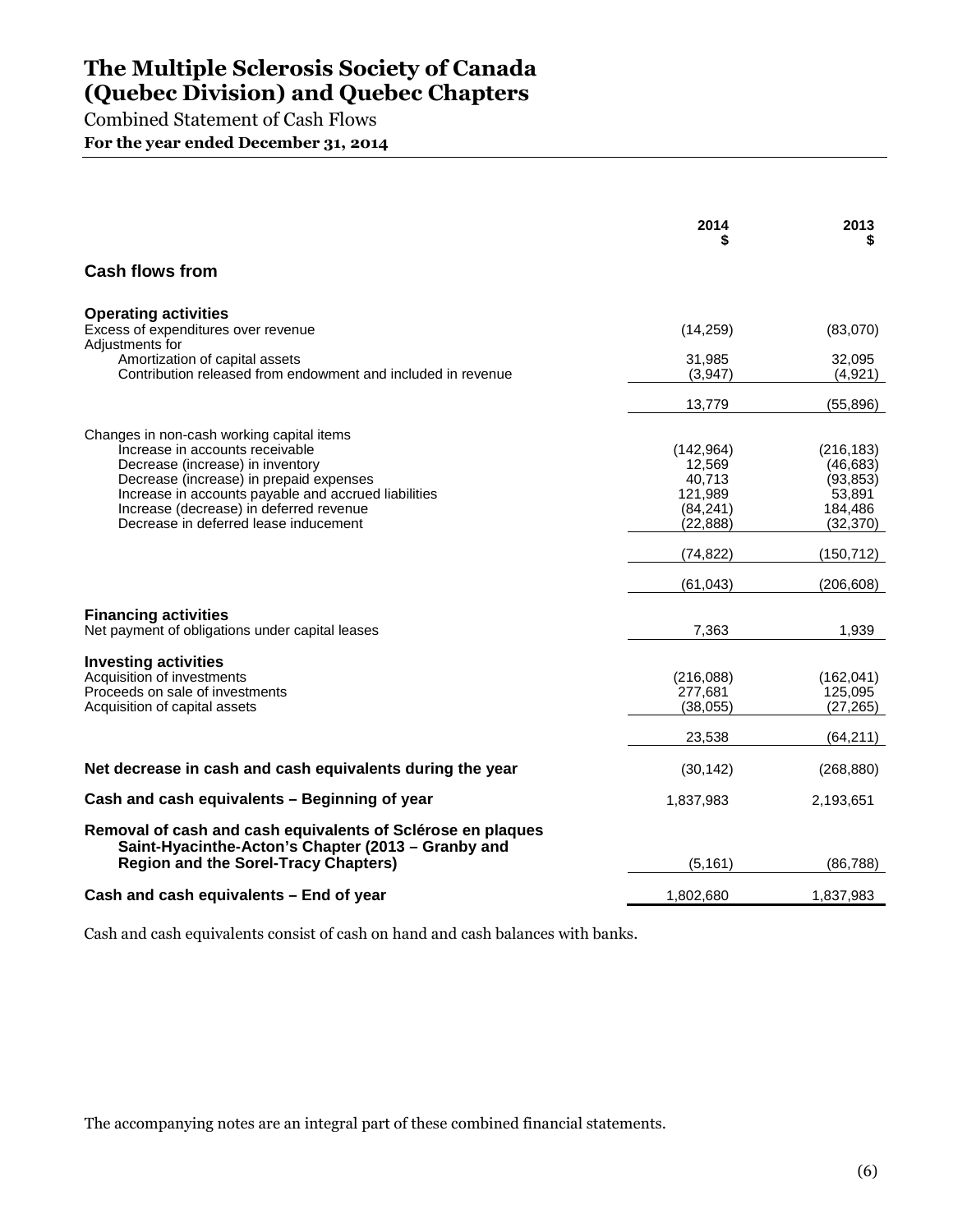# The Multiple Sclerosis Society of Canada (Quebec Division) and Quebec Chapters

Combined Statement of Cash Flows

**For the year ended December 31, 2014**

| | 2014<br>$ | 2013<br>$ |
|---|---|---|
| **Cash flows from** | | |
| **Operating activities** | | |
| Excess of expenditures over revenue | (14,259) | (83,070) |
| Adjustments for | | |
| Amortization of capital assets | 31,985 | 32,095 |
| Contribution released from endowment and included in revenue | (3,947) | (4,921) |
| | 13,779 | (55,896) |
| Changes in non-cash working capital items | | |
| Increase in accounts receivable | (142,964) | (216,183) |
| Decrease (increase) in inventory | 12,569 | (46,683) |
| Decrease (increase) in prepaid expenses | 40,713 | (93,853) |
| Increase in accounts payable and accrued liabilities | 121,989 | 53,891 |
| Increase (decrease) in deferred revenue | (84,241) | 184,486 |
| Decrease in deferred lease inducement | (22,888) | (32,370) |
| | (74,822) | (150,712) |
| | (61,043) | (206,608) |
| **Financing activities** | | |
| Net payment of obligations under capital leases | 7,363 | 1,939 |
| **Investing activities** | | |
| Acquisition of investments | (216,088) | (162,041) |
| Proceeds on sale of investments | 277,681 | 125,095 |
| Acquisition of capital assets | (38,055) | (27,265) |
| | 23,538 | (64,211) |
| **Net decrease in cash and cash equivalents during the year** | (30,142) | (268,880) |
| **Cash and cash equivalents – Beginning of year** | 1,837,983 | 2,193,651 |
| **Removal of cash and cash equivalents of Sclérose en plaques Saint-Hyacinthe-Acton's Chapter (2013 – Granby and Region and the Sorel-Tracy Chapters)** | (5,161) | (86,788) |
| **Cash and cash equivalents – End of year** | 1,802,680 | 1,837,983 |

Cash and cash equivalents consist of cash on hand and cash balances with banks.

The accompanying notes are an integral part of these combined financial statements.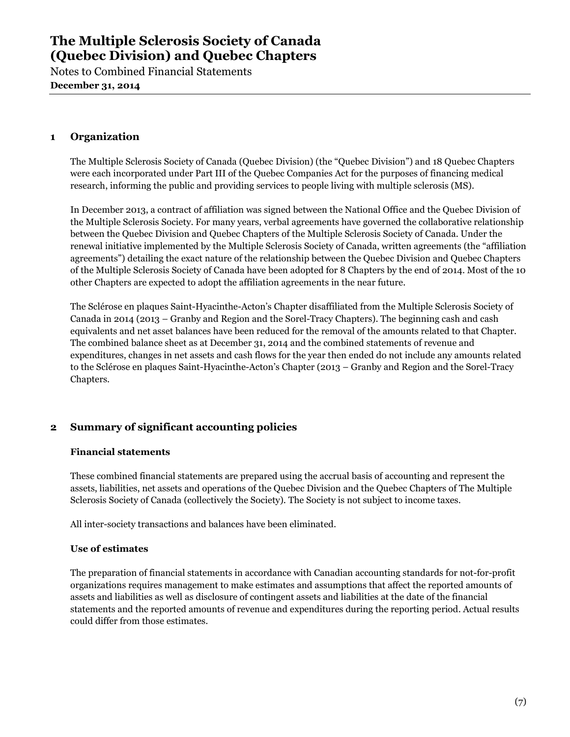# The Multiple Sclerosis Society of Canada (Quebec Division) and Quebec Chapters

Notes to Combined Financial Statements

**December 31, 2014**

## 1 Organization

The Multiple Sclerosis Society of Canada (Quebec Division) (the "Quebec Division") and 18 Quebec Chapters were each incorporated under Part III of the Quebec Companies Act for the purposes of financing medical research, informing the public and providing services to people living with multiple sclerosis (MS).

In December 2013, a contract of affiliation was signed between the National Office and the Quebec Division of the Multiple Sclerosis Society. For many years, verbal agreements have governed the collaborative relationship between the Quebec Division and Quebec Chapters of the Multiple Sclerosis Society of Canada. Under the renewal initiative implemented by the Multiple Sclerosis Society of Canada, written agreements (the "affiliation agreements") detailing the exact nature of the relationship between the Quebec Division and Quebec Chapters of the Multiple Sclerosis Society of Canada have been adopted for 8 Chapters by the end of 2014. Most of the 10 other Chapters are expected to adopt the affiliation agreements in the near future.

The Sclérose en plaques Saint-Hyacinthe-Acton's Chapter disaffiliated from the Multiple Sclerosis Society of Canada in 2014 (2013 – Granby and Region and the Sorel-Tracy Chapters). The beginning cash and cash equivalents and net asset balances have been reduced for the removal of the amounts related to that Chapter. The combined balance sheet as at December 31, 2014 and the combined statements of revenue and expenditures, changes in net assets and cash flows for the year then ended do not include any amounts related to the Sclérose en plaques Saint-Hyacinthe-Acton's Chapter (2013 – Granby and Region and the Sorel-Tracy Chapters.

## 2 Summary of significant accounting policies

### Financial statements

These combined financial statements are prepared using the accrual basis of accounting and represent the assets, liabilities, net assets and operations of the Quebec Division and the Quebec Chapters of The Multiple Sclerosis Society of Canada (collectively the Society). The Society is not subject to income taxes.

All inter-society transactions and balances have been eliminated.

### Use of estimates

The preparation of financial statements in accordance with Canadian accounting standards for not-for-profit organizations requires management to make estimates and assumptions that affect the reported amounts of assets and liabilities as well as disclosure of contingent assets and liabilities at the date of the financial statements and the reported amounts of revenue and expenditures during the reporting period. Actual results could differ from those estimates.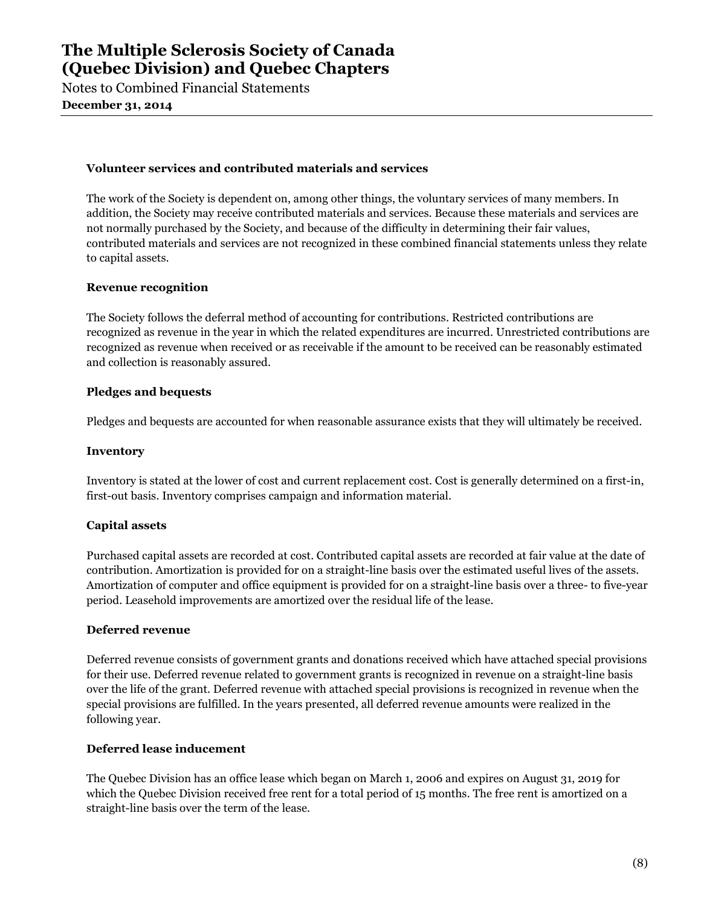### Volunteer services and contributed materials and services

The work of the Society is dependent on, among other things, the voluntary services of many members. In addition, the Society may receive contributed materials and services. Because these materials and services are not normally purchased by the Society, and because of the difficulty in determining their fair values, contributed materials and services are not recognized in these combined financial statements unless they relate to capital assets.

### Revenue recognition

The Society follows the deferral method of accounting for contributions. Restricted contributions are recognized as revenue in the year in which the related expenditures are incurred. Unrestricted contributions are recognized as revenue when received or as receivable if the amount to be received can be reasonably estimated and collection is reasonably assured.

### Pledges and bequests

Pledges and bequests are accounted for when reasonable assurance exists that they will ultimately be received.

### Inventory

Inventory is stated at the lower of cost and current replacement cost. Cost is generally determined on a first-in, first-out basis. Inventory comprises campaign and information material.

### Capital assets

Purchased capital assets are recorded at cost. Contributed capital assets are recorded at fair value at the date of contribution. Amortization is provided for on a straight-line basis over the estimated useful lives of the assets. Amortization of computer and office equipment is provided for on a straight-line basis over a three- to five-year period. Leasehold improvements are amortized over the residual life of the lease.

### Deferred revenue

Deferred revenue consists of government grants and donations received which have attached special provisions for their use. Deferred revenue related to government grants is recognized in revenue on a straight-line basis over the life of the grant. Deferred revenue with attached special provisions is recognized in revenue when the special provisions are fulfilled. In the years presented, all deferred revenue amounts were realized in the following year.

### Deferred lease inducement

The Quebec Division has an office lease which began on March 1, 2006 and expires on August 31, 2019 for which the Quebec Division received free rent for a total period of 15 months. The free rent is amortized on a straight-line basis over the term of the lease.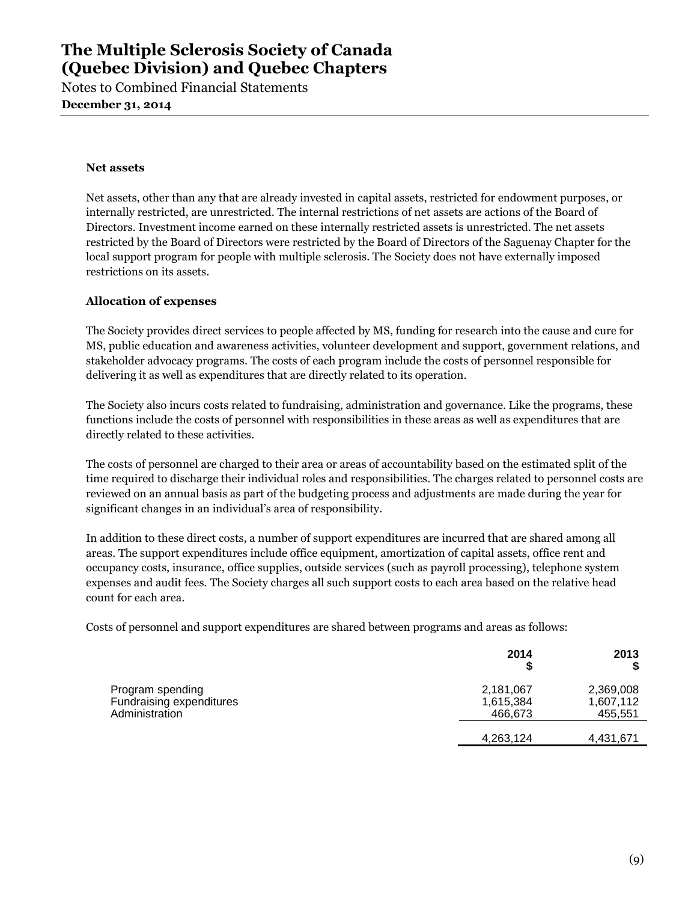### Net assets

Net assets, other than any that are already invested in capital assets, restricted for endowment purposes, or internally restricted, are unrestricted. The internal restrictions of net assets are actions of the Board of Directors. Investment income earned on these internally restricted assets is unrestricted. The net assets restricted by the Board of Directors were restricted by the Board of Directors of the Saguenay Chapter for the local support program for people with multiple sclerosis. The Society does not have externally imposed restrictions on its assets.

### Allocation of expenses

The Society provides direct services to people affected by MS, funding for research into the cause and cure for MS, public education and awareness activities, volunteer development and support, government relations, and stakeholder advocacy programs. The costs of each program include the costs of personnel responsible for delivering it as well as expenditures that are directly related to its operation.

The Society also incurs costs related to fundraising, administration and governance. Like the programs, these functions include the costs of personnel with responsibilities in these areas as well as expenditures that are directly related to these activities.

The costs of personnel are charged to their area or areas of accountability based on the estimated split of the time required to discharge their individual roles and responsibilities. The charges related to personnel costs are reviewed on an annual basis as part of the budgeting process and adjustments are made during the year for significant changes in an individual's area of responsibility.

In addition to these direct costs, a number of support expenditures are incurred that are shared among all areas. The support expenditures include office equipment, amortization of capital assets, office rent and occupancy costs, insurance, office supplies, outside services (such as payroll processing), telephone system expenses and audit fees. The Society charges all such support costs to each area based on the relative head count for each area.

Costs of personnel and support expenditures are shared between programs and areas as follows:

| | 2014<br>$ | 2013<br>$ |
|---|---|---|
| Program spending | 2,181,067 | 2,369,008 |
| Fundraising expenditures | 1,615,384 | 1,607,112 |
| Administration | 466,673 | 455,551 |
| | 4,263,124 | 4,431,671 |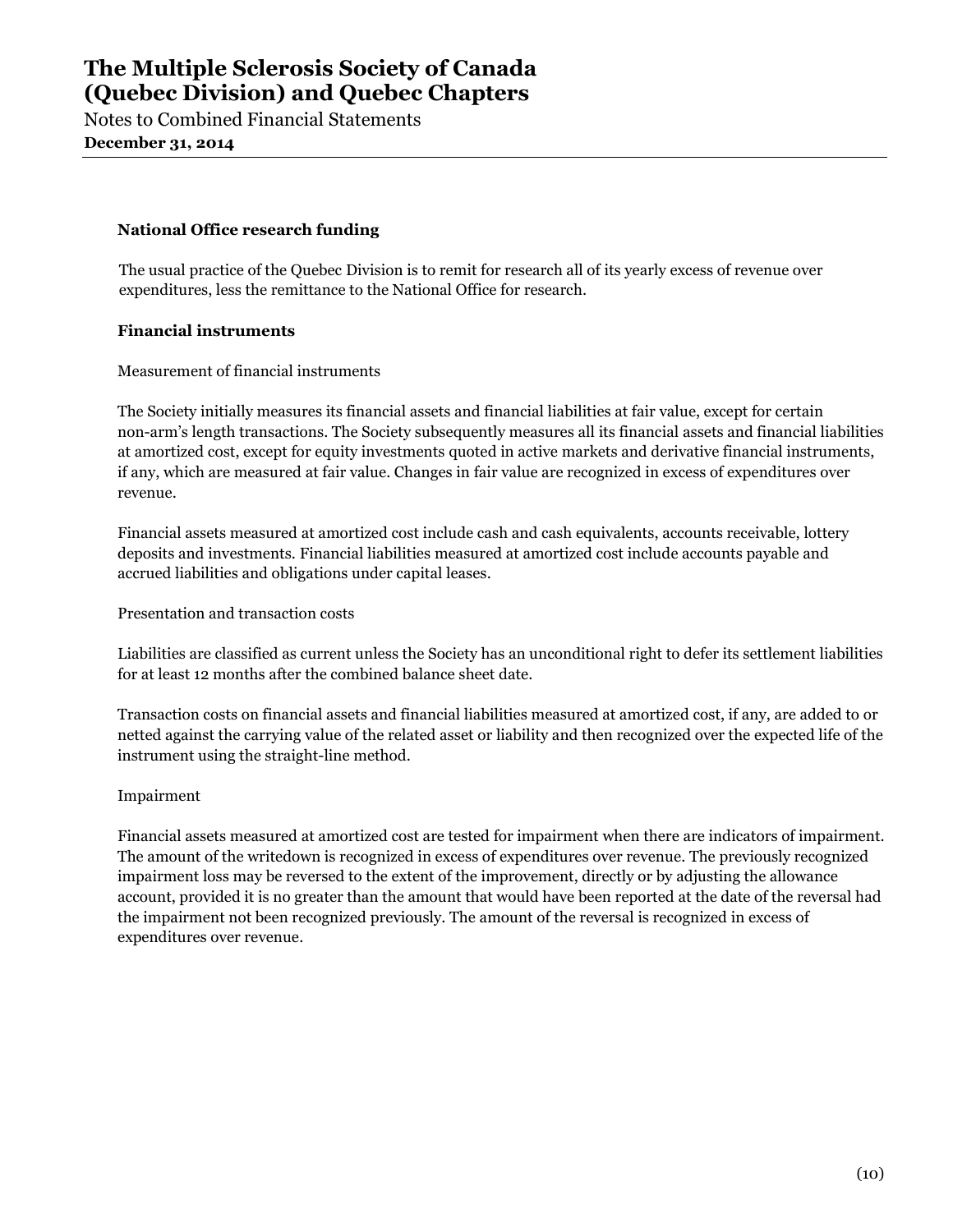### National Office research funding

The usual practice of the Quebec Division is to remit for research all of its yearly excess of revenue over expenditures, less the remittance to the National Office for research.

### Financial instruments

Measurement of financial instruments

The Society initially measures its financial assets and financial liabilities at fair value, except for certain non-arm's length transactions. The Society subsequently measures all its financial assets and financial liabilities at amortized cost, except for equity investments quoted in active markets and derivative financial instruments, if any, which are measured at fair value. Changes in fair value are recognized in excess of expenditures over revenue.

Financial assets measured at amortized cost include cash and cash equivalents, accounts receivable, lottery deposits and investments. Financial liabilities measured at amortized cost include accounts payable and accrued liabilities and obligations under capital leases.

Presentation and transaction costs

Liabilities are classified as current unless the Society has an unconditional right to defer its settlement liabilities for at least 12 months after the combined balance sheet date.

Transaction costs on financial assets and financial liabilities measured at amortized cost, if any, are added to or netted against the carrying value of the related asset or liability and then recognized over the expected life of the instrument using the straight-line method.

Impairment

Financial assets measured at amortized cost are tested for impairment when there are indicators of impairment. The amount of the writedown is recognized in excess of expenditures over revenue. The previously recognized impairment loss may be reversed to the extent of the improvement, directly or by adjusting the allowance account, provided it is no greater than the amount that would have been reported at the date of the reversal had the impairment not been recognized previously. The amount of the reversal is recognized in excess of expenditures over revenue.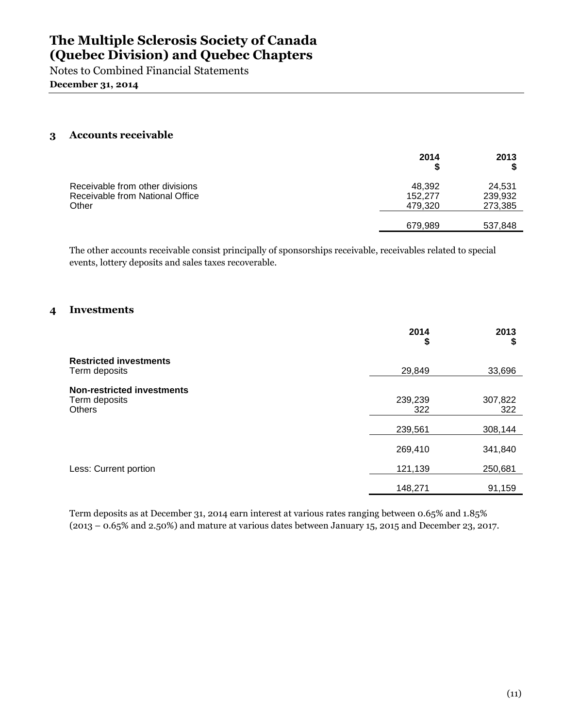# The Multiple Sclerosis Society of Canada (Quebec Division) and Quebec Chapters

Notes to Combined Financial Statements

**December 31, 2014**

## 3 Accounts receivable

| | 2014 $ | 2013 $ |
|---|---|---|
| Receivable from other divisions | 48,392 | 24,531 |
| Receivable from National Office | 152,277 | 239,932 |
| Other | 479,320 | 273,385 |
| | 679,989 | 537,848 |

The other accounts receivable consist principally of sponsorships receivable, receivables related to special events, lottery deposits and sales taxes recoverable.

## 4 Investments

| | 2014 $ | 2013 $ |
|---|---|---|
| **Restricted investments** | | |
| Term deposits | 29,849 | 33,696 |
| **Non-restricted investments** | | |
| Term deposits | 239,239 | 307,822 |
| Others | 322 | 322 |
| | 239,561 | 308,144 |
| | 269,410 | 341,840 |
| Less: Current portion | 121,139 | 250,681 |
| | 148,271 | 91,159 |

Term deposits as at December 31, 2014 earn interest at various rates ranging between 0.65% and 1.85% (2013 – 0.65% and 2.50%) and mature at various dates between January 15, 2015 and December 23, 2017.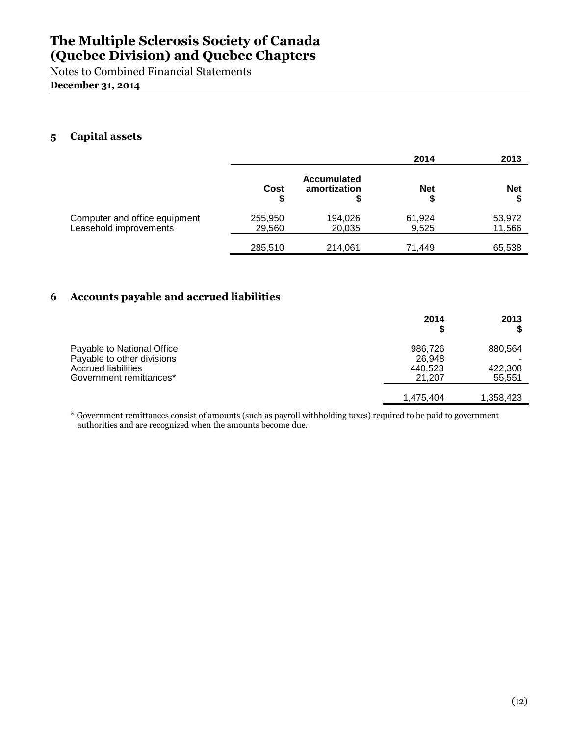# The Multiple Sclerosis Society of Canada (Quebec Division) and Quebec Chapters

Notes to Combined Financial Statements

**December 31, 2014**

## 5 Capital assets

| | | | 2014 | 2013 |
|---|---|---|---|---|
| | **Cost** **$** | **Accumulated amortization** **$** | **Net** **$** | **Net** **$** |
| Computer and office equipment | 255,950 | 194,026 | 61,924 | 53,972 |
| Leasehold improvements | 29,560 | 20,035 | 9,525 | 11,566 |
| | 285,510 | 214,061 | 71,449 | 65,538 |

## 6 Accounts payable and accrued liabilities

| | **2014** **$** | **2013** **$** |
|---|---|---|
| Payable to National Office | 986,726 | 880,564 |
| Payable to other divisions | 26,948 | - |
| Accrued liabilities | 440,523 | 422,308 |
| Government remittances* | 21,207 | 55,551 |
| | 1,475,404 | 1,358,423 |

* Government remittances consist of amounts (such as payroll withholding taxes) required to be paid to government authorities and are recognized when the amounts become due.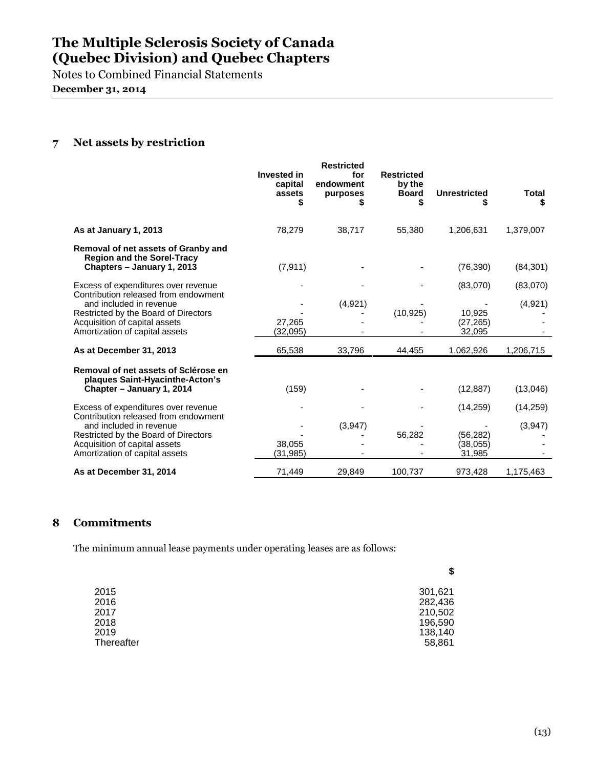# The Multiple Sclerosis Society of Canada (Quebec Division) and Quebec Chapters

Notes to Combined Financial Statements

**December 31, 2014**

## 7 Net assets by restriction

| | Invested in capital assets $ | Restricted for endowment purposes $ | Restricted by the Board $ | Unrestricted $ | Total $ |
|---|---|---|---|---|---|
| **As at January 1, 2013** | 78,279 | 38,717 | 55,380 | 1,206,631 | 1,379,007 |
| **Removal of net assets of Granby and Region and the Sorel-Tracy Chapters – January 1, 2013** | (7,911) | - | - | (76,390) | (84,301) |
| Excess of expenditures over revenue | - | - | - | (83,070) | (83,070) |
| Contribution released from endowment and included in revenue | - | (4,921) | - | - | (4,921) |
| Restricted by the Board of Directors | - | - | (10,925) | 10,925 | - |
| Acquisition of capital assets | 27,265 | - | - | (27,265) | - |
| Amortization of capital assets | (32,095) | - | - | 32,095 | - |
| **As at December 31, 2013** | 65,538 | 33,796 | 44,455 | 1,062,926 | 1,206,715 |
| **Removal of net assets of Sclérose en plaques Saint-Hyacinthe-Acton's Chapter – January 1, 2014** | (159) | - | - | (12,887) | (13,046) |
| Excess of expenditures over revenue | - | - | - | (14,259) | (14,259) |
| Contribution released from endowment and included in revenue | - | (3,947) | - | - | (3,947) |
| Restricted by the Board of Directors | - | - | 56,282 | (56,282) | - |
| Acquisition of capital assets | 38,055 | - | - | (38,055) | - |
| Amortization of capital assets | (31,985) | - | - | 31,985 | - |
| **As at December 31, 2014** | 71,449 | 29,849 | 100,737 | 973,428 | 1,175,463 |

## 8 Commitments

The minimum annual lease payments under operating leases are as follows:

| | $ |
|---|---|
| 2015 | 301,621 |
| 2016 | 282,436 |
| 2017 | 210,502 |
| 2018 | 196,590 |
| 2019 | 138,140 |
| Thereafter | 58,861 |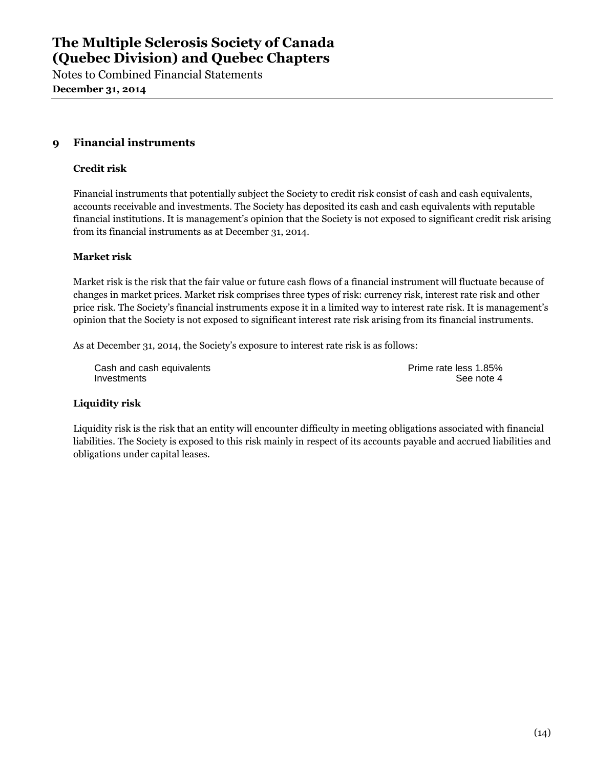## 9 Financial instruments

### Credit risk

Financial instruments that potentially subject the Society to credit risk consist of cash and cash equivalents, accounts receivable and investments. The Society has deposited its cash and cash equivalents with reputable financial institutions. It is management's opinion that the Society is not exposed to significant credit risk arising from its financial instruments as at December 31, 2014.

### Market risk

Market risk is the risk that the fair value or future cash flows of a financial instrument will fluctuate because of changes in market prices. Market risk comprises three types of risk: currency risk, interest rate risk and other price risk. The Society's financial instruments expose it in a limited way to interest rate risk. It is management's opinion that the Society is not exposed to significant interest rate risk arising from its financial instruments.

As at December 31, 2014, the Society's exposure to interest rate risk is as follows:

| | |
|---|---|
| Cash and cash equivalents | Prime rate less 1.85% |
| Investments | See note 4 |

### Liquidity risk

Liquidity risk is the risk that an entity will encounter difficulty in meeting obligations associated with financial liabilities. The Society is exposed to this risk mainly in respect of its accounts payable and accrued liabilities and obligations under capital leases.